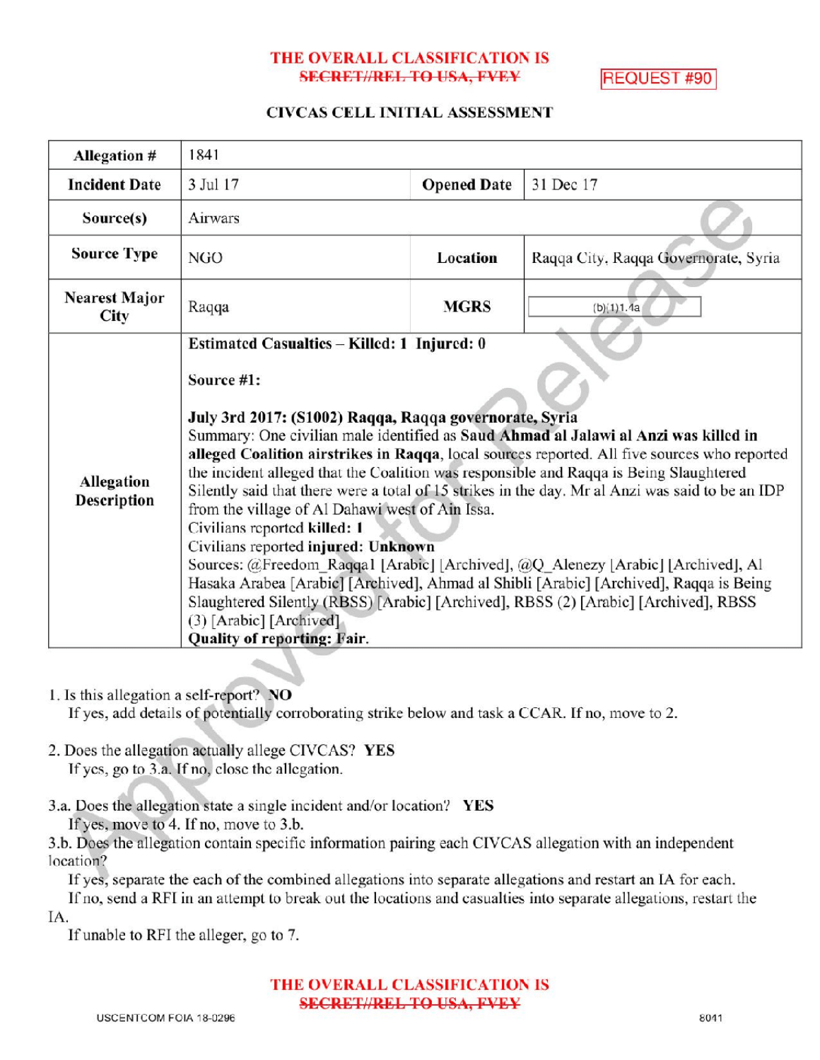**THE OVERALL CLASSIFICATION IS**
~~SECRET//REL TO USA, FVEY~~

REQUEST #90

**CIVCAS CELL INITIAL ASSESSMENT**

| **Allegation #** | 1841 | | |
|---|---|---|---|
| **Incident Date** | 3 Jul 17 | **Opened Date** | 31 Dec 17 |
| **Source(s)** | Airwars | | |
| **Source Type** | NGO | **Location** | Raqqa City, Raqqa Governorate, Syria |
| **Nearest Major City** | Raqqa | **MGRS** | (b)(1)1.4a |
| **Allegation Description** | **Estimated Casualties – Killed: 1 Injured: 0**<br><br>**Source #1:**<br><br>**July 3rd 2017: (S1002) Raqqa, Raqqa governorate, Syria**<br>Summary: One civilian male identified as **Saud Ahmad al Jalawi al Anzi was killed in alleged Coalition airstrikes in Raqqa**, local sources reported. All five sources who reported the incident alleged that the Coalition was responsible and Raqqa is Being Slaughtered Silently said that there were a total of 15 strikes in the day. Mr al Anzi was said to be an IDP from the village of Al Dahawi west of Ain Issa.<br>Civilians reported **killed: 1**<br>Civilians reported **injured: Unknown**<br>Sources: @Freedom_Raqqa1 [Arabic] [Archived], @Q_Alenezy [Arabic] [Archived], Al Hasaka Arabea [Arabic] [Archived], Ahmad al Shibli [Arabic] [Archived], Raqqa is Being Slaughtered Silently (RBSS) [Arabic] [Archived], RBSS (2) [Arabic] [Archived], RBSS (3) [Arabic] [Archived]<br>**Quality of reporting: Fair.** | | |

1. Is this allegation a self-report? **NO**
   If yes, add details of potentially corroborating strike below and task a CCAR. If no, move to 2.

2. Does the allegation actually allege CIVCAS? **YES**
   If yes, go to 3.a. If no, close the allegation.

3.a. Does the allegation state a single incident and/or location? **YES**
   If yes, move to 4. If no, move to 3.b.
3.b. Does the allegation contain specific information pairing each CIVCAS allegation with an independent location?
   If yes, separate the each of the combined allegations into separate allegations and restart an IA for each.
   If no, send a RFI in an attempt to break out the locations and casualties into separate allegations, restart the IA.
   If unable to RFI the alleger, go to 7.

**THE OVERALL CLASSIFICATION IS**
~~SECRET//REL TO USA, FVEY~~

USCENTCOM FOIA 18-0296 8041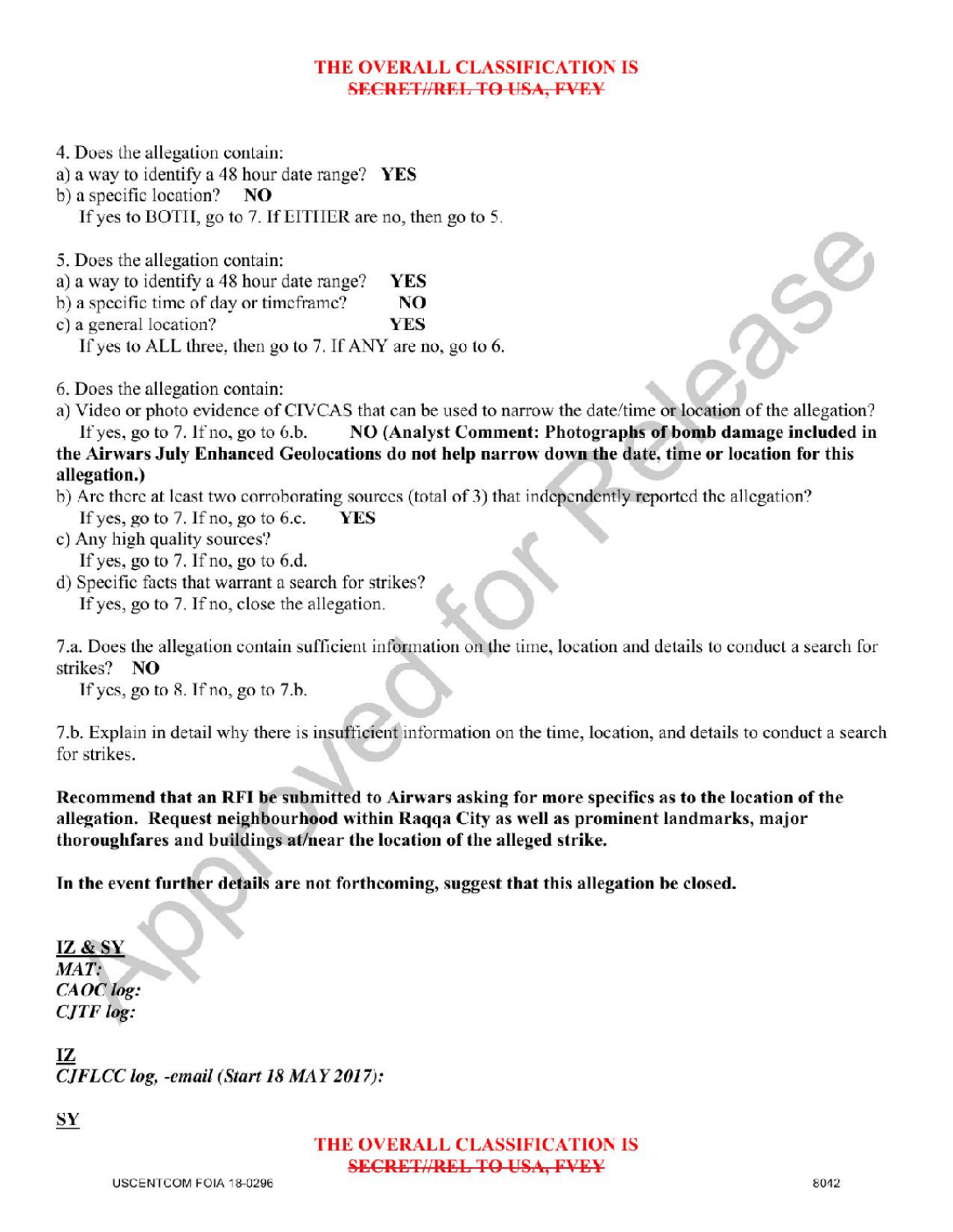**THE OVERALL CLASSIFICATION IS**
~~**SECRET//REL TO USA, FVEY**~~

4. Does the allegation contain:
a) a way to identify a 48 hour date range? **YES**
b) a specific location? **NO**
If yes to BOTH, go to 7. If EITHER are no, then go to 5.

5. Does the allegation contain:
a) a way to identify a 48 hour date range? **YES**
b) a specific time of day or timeframe? **NO**
c) a general location? **YES**
If yes to ALL three, then go to 7. If ANY are no, go to 6.

6. Does the allegation contain:
a) Video or photo evidence of CIVCAS that can be used to narrow the date/time or location of the allegation?
If yes, go to 7. If no, go to 6.b. **NO (Analyst Comment: Photographs of bomb damage included in the Airwars July Enhanced Geolocations do not help narrow down the date, time or location for this allegation.)**
b) Are there at least two corroborating sources (total of 3) that independently reported the allegation?
If yes, go to 7. If no, go to 6.c. **YES**
c) Any high quality sources?
If yes, go to 7. If no, go to 6.d.
d) Specific facts that warrant a search for strikes?
If yes, go to 7. If no, close the allegation.

7.a. Does the allegation contain sufficient information on the time, location and details to conduct a search for strikes? **NO**
If yes, go to 8. If no, go to 7.b.

7.b. Explain in detail why there is insufficient information on the time, location, and details to conduct a search for strikes.

**Recommend that an RFI be submitted to Airwars asking for more specifics as to the location of the allegation. Request neighbourhood within Raqqa City as well as prominent landmarks, major thoroughfares and buildings at/near the location of the alleged strike.**

**In the event further details are not forthcoming, suggest that this allegation be closed.**

<u>**IZ & SY**</u>
***MAT:***
***CAOC log:***
***CJTF log:***

<u>**IZ**</u>
***CJFLCC log, -email (Start 18 MAY 2017):***

<u>**SY**</u>

**THE OVERALL CLASSIFICATION IS**
~~**SECRET//REL TO USA, FVEY**~~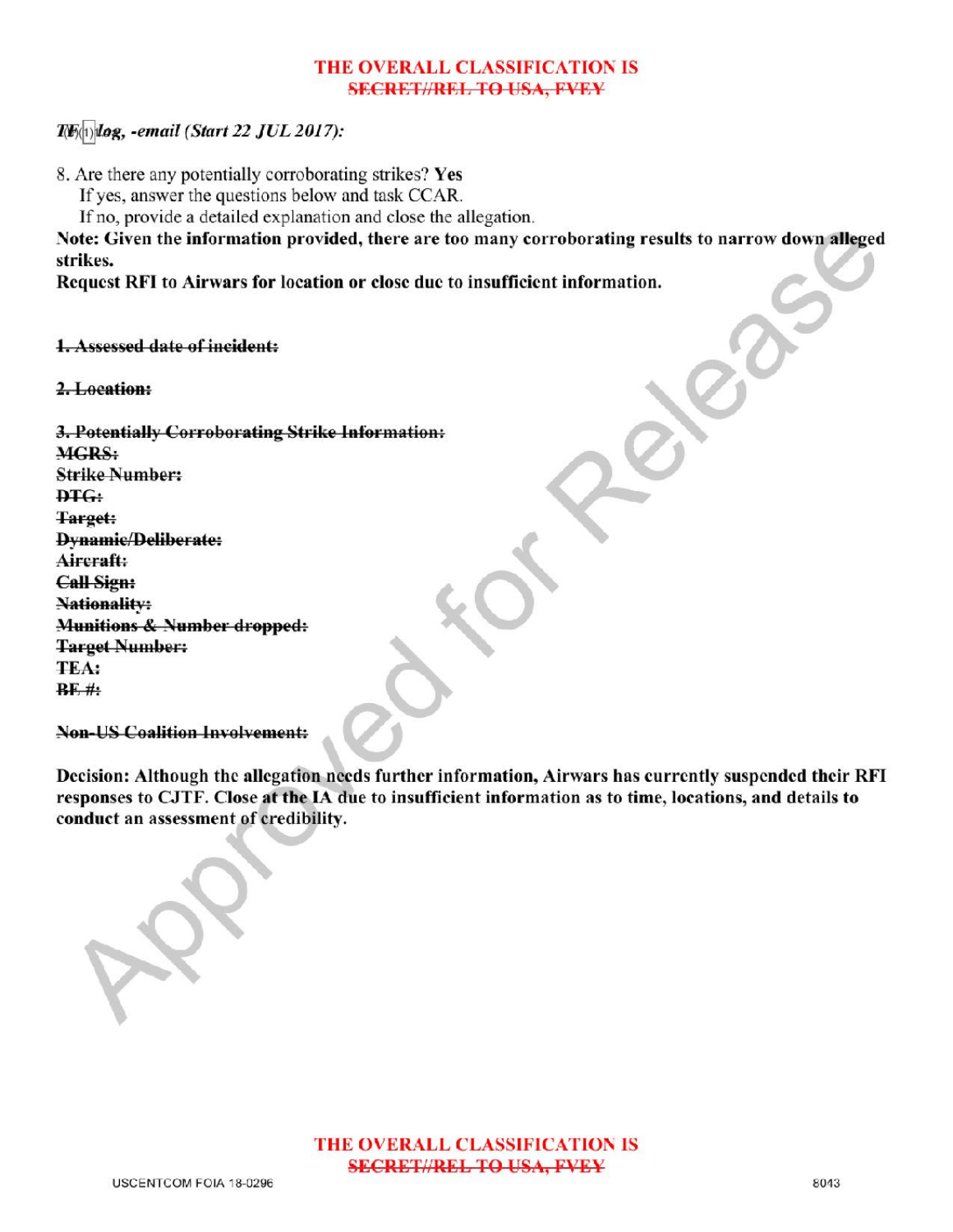*TF (b)(1) log, -email (Start 22 JUL 2017):*

8. Are there any potentially corroborating strikes? **Yes**
   If yes, answer the questions below and task CCAR.
   If no, provide a detailed explanation and close the allegation.

**Note: Given the information provided, there are too many corroborating results to narrow down alleged strikes.**
**Request RFI to Airwars for location or close due to insufficient information.**

~~**1. Assessed date of incident:**~~

~~**2. Location:**~~

~~**3. Potentially Corroborating Strike Information:**~~
~~**MGRS:**~~
~~**Strike Number:**~~
~~**DTG:**~~
~~**Target:**~~
~~**Dynamic/Deliberate:**~~
~~**Aircraft:**~~
~~**Call Sign:**~~
~~**Nationality:**~~
~~**Munitions & Number dropped:**~~
~~**Target Number:**~~
~~**TEA:**~~
~~**BF #:**~~

~~**Non-US Coalition Involvement:**~~

**Decision: Although the allegation needs further information, Airwars has currently suspended their RFI responses to CJTF. Close at the IA due to insufficient information as to time, locations, and details to conduct an assessment of credibility.**